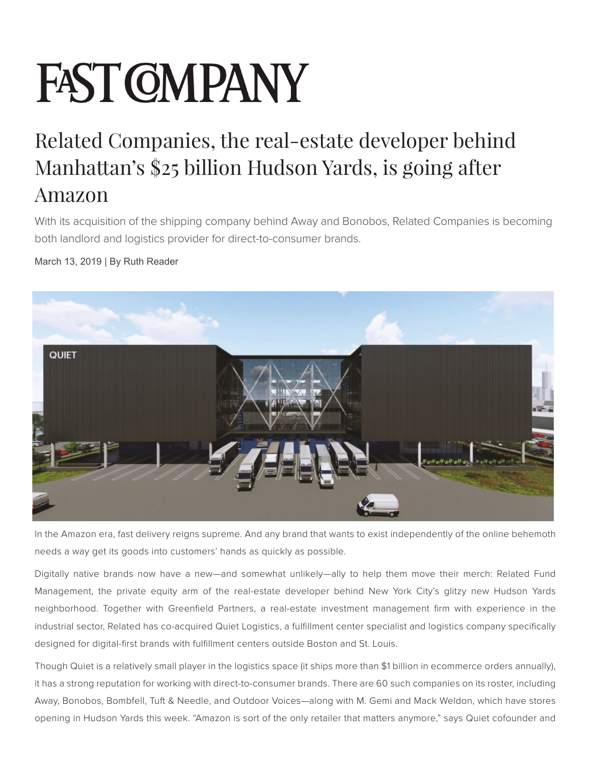# FAST COMPANY

## Related Companies, the real-estate developer behind Manhattan's $25 billion Hudson Yards, is going after Amazon

With its acquisition of the shipping company behind Away and Bonobos, Related Companies is becoming both landlord and logistics provider for direct-to-consumer brands.

March 13, 2019 | By Ruth Reader

In the Amazon era, fast delivery reigns supreme. And any brand that wants to exist independently of the online behemoth needs a way get its goods into customers' hands as quickly as possible.

Digitally native brands now have a new—and somewhat unlikely—ally to help them move their merch: Related Fund Management, the private equity arm of the real-estate developer behind New York City's glitzy new Hudson Yards neighborhood. Together with Greenfield Partners, a real-estate investment management firm with experience in the industrial sector, Related has co-acquired Quiet Logistics, a fulfillment center specialist and logistics company specifically designed for digital-first brands with fulfillment centers outside Boston and St. Louis.

Though Quiet is a relatively small player in the logistics space (it ships more than $1 billion in ecommerce orders annually), it has a strong reputation for working with direct-to-consumer brands. There are 60 such companies on its roster, including Away, Bonobos, Bombfell, Tuft & Needle, and Outdoor Voices—along with M. Gemi and Mack Weldon, which have stores opening in Hudson Yards this week. "Amazon is sort of the only retailer that matters anymore," says Quiet cofounder and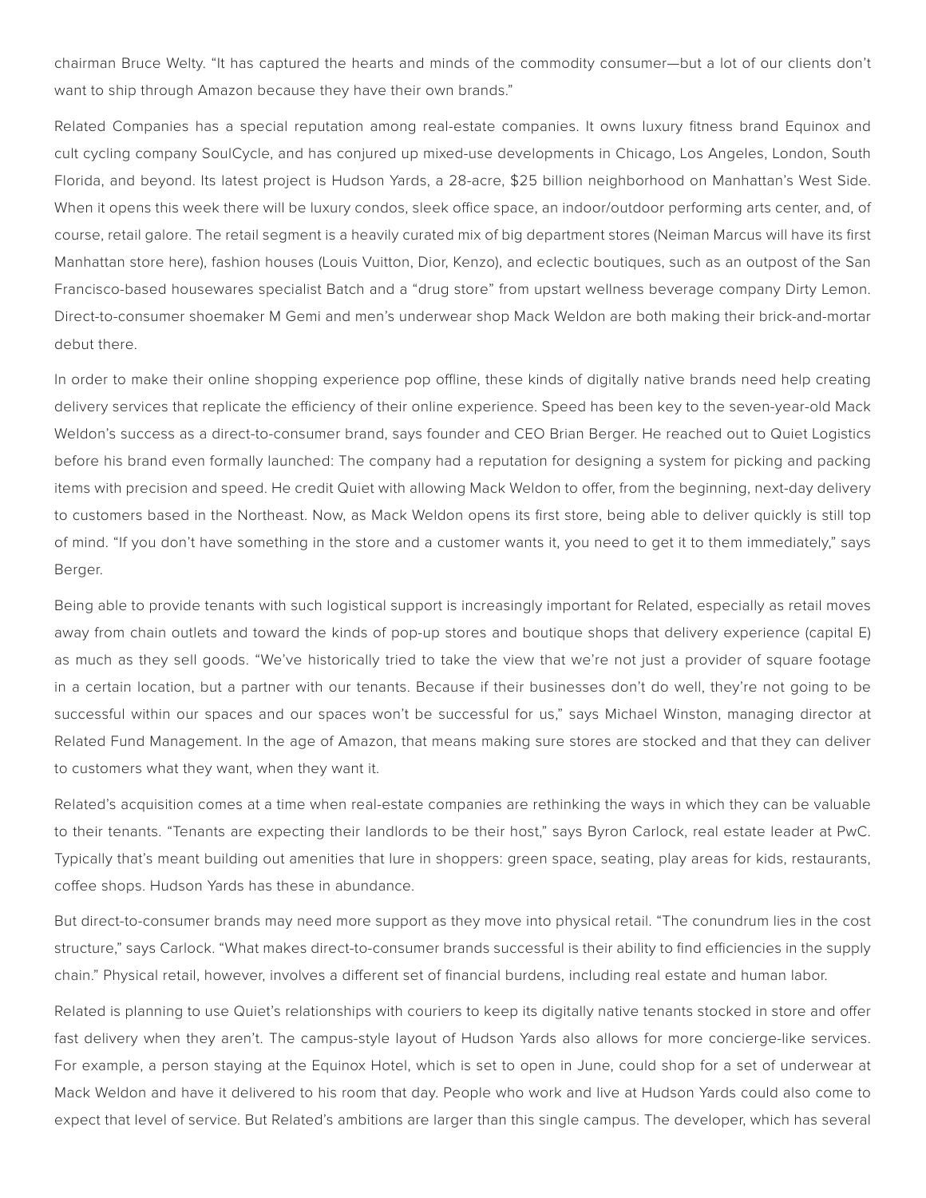chairman Bruce Welty. "It has captured the hearts and minds of the commodity consumer—but a lot of our clients don't want to ship through Amazon because they have their own brands."

Related Companies has a special reputation among real-estate companies. It owns luxury fitness brand Equinox and cult cycling company SoulCycle, and has conjured up mixed-use developments in Chicago, Los Angeles, London, South Florida, and beyond. Its latest project is Hudson Yards, a 28-acre, $25 billion neighborhood on Manhattan's West Side. When it opens this week there will be luxury condos, sleek office space, an indoor/outdoor performing arts center, and, of course, retail galore. The retail segment is a heavily curated mix of big department stores (Neiman Marcus will have its first Manhattan store here), fashion houses (Louis Vuitton, Dior, Kenzo), and eclectic boutiques, such as an outpost of the San Francisco-based housewares specialist Batch and a "drug store" from upstart wellness beverage company Dirty Lemon. Direct-to-consumer shoemaker M Gemi and men's underwear shop Mack Weldon are both making their brick-and-mortar debut there.

In order to make their online shopping experience pop offline, these kinds of digitally native brands need help creating delivery services that replicate the efficiency of their online experience. Speed has been key to the seven-year-old Mack Weldon's success as a direct-to-consumer brand, says founder and CEO Brian Berger. He reached out to Quiet Logistics before his brand even formally launched: The company had a reputation for designing a system for picking and packing items with precision and speed. He credit Quiet with allowing Mack Weldon to offer, from the beginning, next-day delivery to customers based in the Northeast. Now, as Mack Weldon opens its first store, being able to deliver quickly is still top of mind. "If you don't have something in the store and a customer wants it, you need to get it to them immediately," says Berger.

Being able to provide tenants with such logistical support is increasingly important for Related, especially as retail moves away from chain outlets and toward the kinds of pop-up stores and boutique shops that delivery experience (capital E) as much as they sell goods. "We've historically tried to take the view that we're not just a provider of square footage in a certain location, but a partner with our tenants. Because if their businesses don't do well, they're not going to be successful within our spaces and our spaces won't be successful for us," says Michael Winston, managing director at Related Fund Management. In the age of Amazon, that means making sure stores are stocked and that they can deliver to customers what they want, when they want it.

Related's acquisition comes at a time when real-estate companies are rethinking the ways in which they can be valuable to their tenants. "Tenants are expecting their landlords to be their host," says Byron Carlock, real estate leader at PwC. Typically that's meant building out amenities that lure in shoppers: green space, seating, play areas for kids, restaurants, coffee shops. Hudson Yards has these in abundance.

But direct-to-consumer brands may need more support as they move into physical retail. "The conundrum lies in the cost structure," says Carlock. "What makes direct-to-consumer brands successful is their ability to find efficiencies in the supply chain." Physical retail, however, involves a different set of financial burdens, including real estate and human labor.

Related is planning to use Quiet's relationships with couriers to keep its digitally native tenants stocked in store and offer fast delivery when they aren't. The campus-style layout of Hudson Yards also allows for more concierge-like services. For example, a person staying at the Equinox Hotel, which is set to open in June, could shop for a set of underwear at Mack Weldon and have it delivered to his room that day. People who work and live at Hudson Yards could also come to expect that level of service. But Related's ambitions are larger than this single campus. The developer, which has several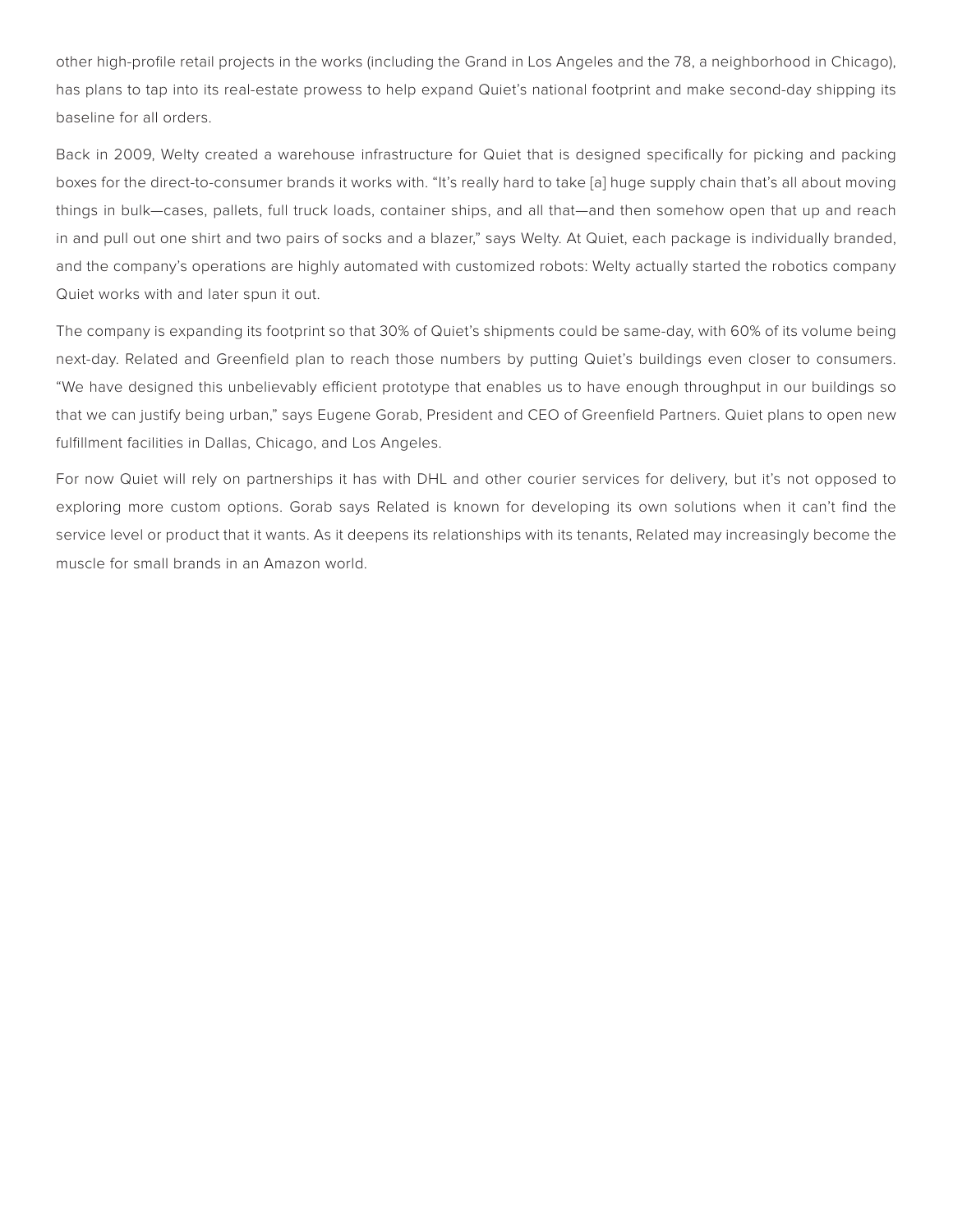other high-profile retail projects in the works (including the Grand in Los Angeles and the 78, a neighborhood in Chicago), has plans to tap into its real-estate prowess to help expand Quiet's national footprint and make second-day shipping its baseline for all orders.

Back in 2009, Welty created a warehouse infrastructure for Quiet that is designed specifically for picking and packing boxes for the direct-to-consumer brands it works with. "It's really hard to take [a] huge supply chain that's all about moving things in bulk—cases, pallets, full truck loads, container ships, and all that—and then somehow open that up and reach in and pull out one shirt and two pairs of socks and a blazer," says Welty. At Quiet, each package is individually branded, and the company's operations are highly automated with customized robots: Welty actually started the robotics company Quiet works with and later spun it out.

The company is expanding its footprint so that 30% of Quiet's shipments could be same-day, with 60% of its volume being next-day. Related and Greenfield plan to reach those numbers by putting Quiet's buildings even closer to consumers. "We have designed this unbelievably efficient prototype that enables us to have enough throughput in our buildings so that we can justify being urban," says Eugene Gorab, President and CEO of Greenfield Partners. Quiet plans to open new fulfillment facilities in Dallas, Chicago, and Los Angeles.

For now Quiet will rely on partnerships it has with DHL and other courier services for delivery, but it's not opposed to exploring more custom options. Gorab says Related is known for developing its own solutions when it can't find the service level or product that it wants. As it deepens its relationships with its tenants, Related may increasingly become the muscle for small brands in an Amazon world.